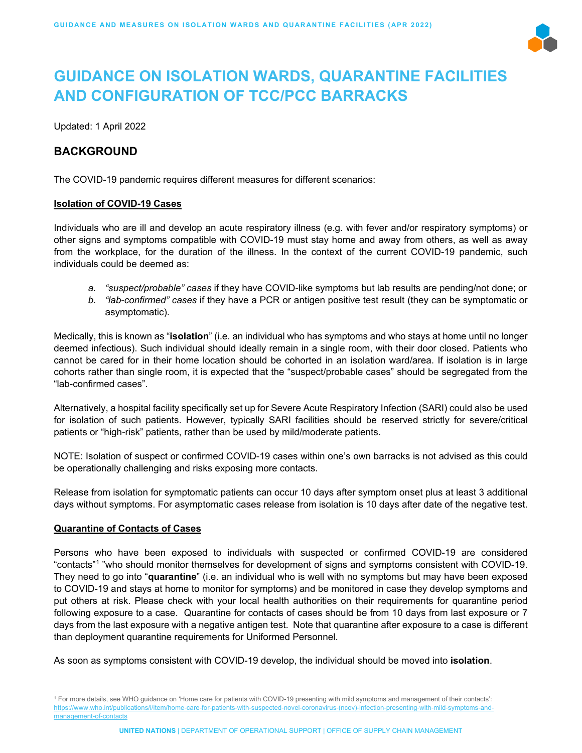# GUIDANCE ON ISOLATION WARDS, QUARANTINE FACILITIES AND CONFIGURATION OF TCC/PCC BARRACKS

Updated: 1 April 2022

## BACKGROUND

The COVID-19 pandemic requires different measures for different scenarios:

### Isolation of COVID-19 Cases

Individuals who are ill and develop an acute respiratory illness (e.g. with fever and/or respiratory symptoms) or other signs and symptoms compatible with COVID-19 must stay home and away from others, as well as away from the workplace, for the duration of the illness. In the context of the current COVID-19 pandemic, such individuals could be deemed as:

a. *"suspect/probable" cases* if they have COVID-like symptoms but lab results are pending/not done; or
b. *"lab-confirmed" cases* if they have a PCR or antigen positive test result (they can be symptomatic or asymptomatic).

Medically, this is known as "**isolation**" (i.e. an individual who has symptoms and who stays at home until no longer deemed infectious). Such individual should ideally remain in a single room, with their door closed. Patients who cannot be cared for in their home location should be cohorted in an isolation ward/area. If isolation is in large cohorts rather than single room, it is expected that the "suspect/probable cases" should be segregated from the "lab-confirmed cases".

Alternatively, a hospital facility specifically set up for Severe Acute Respiratory Infection (SARI) could also be used for isolation of such patients. However, typically SARI facilities should be reserved strictly for severe/critical patients or "high-risk" patients, rather than be used by mild/moderate patients.

NOTE: Isolation of suspect or confirmed COVID-19 cases within one's own barracks is not advised as this could be operationally challenging and risks exposing more contacts.

Release from isolation for symptomatic patients can occur 10 days after symptom onset plus at least 3 additional days without symptoms. For asymptomatic cases release from isolation is 10 days after date of the negative test.

### Quarantine of Contacts of Cases

Persons who have been exposed to individuals with suspected or confirmed COVID-19 are considered "contacts"[1] "who should monitor themselves for development of signs and symptoms consistent with COVID-19. They need to go into "**quarantine**" (i.e. an individual who is well with no symptoms but may have been exposed to COVID-19 and stays at home to monitor for symptoms) and be monitored in case they develop symptoms and put others at risk. Please check with your local health authorities on their requirements for quarantine period following exposure to a case. Quarantine for contacts of cases should be from 10 days from last exposure or 7 days from the last exposure with a negative antigen test. Note that quarantine after exposure to a case is different than deployment quarantine requirements for Uniformed Personnel.

As soon as symptoms consistent with COVID-19 develop, the individual should be moved into **isolation**.

---

[1] For more details, see WHO guidance on 'Home care for patients with COVID-19 presenting with mild symptoms and management of their contacts': https://www.who.int/publications/i/item/home-care-for-patients-with-suspected-novel-coronavirus-(ncov)-infection-presenting-with-mild-symptoms-and-management-of-contacts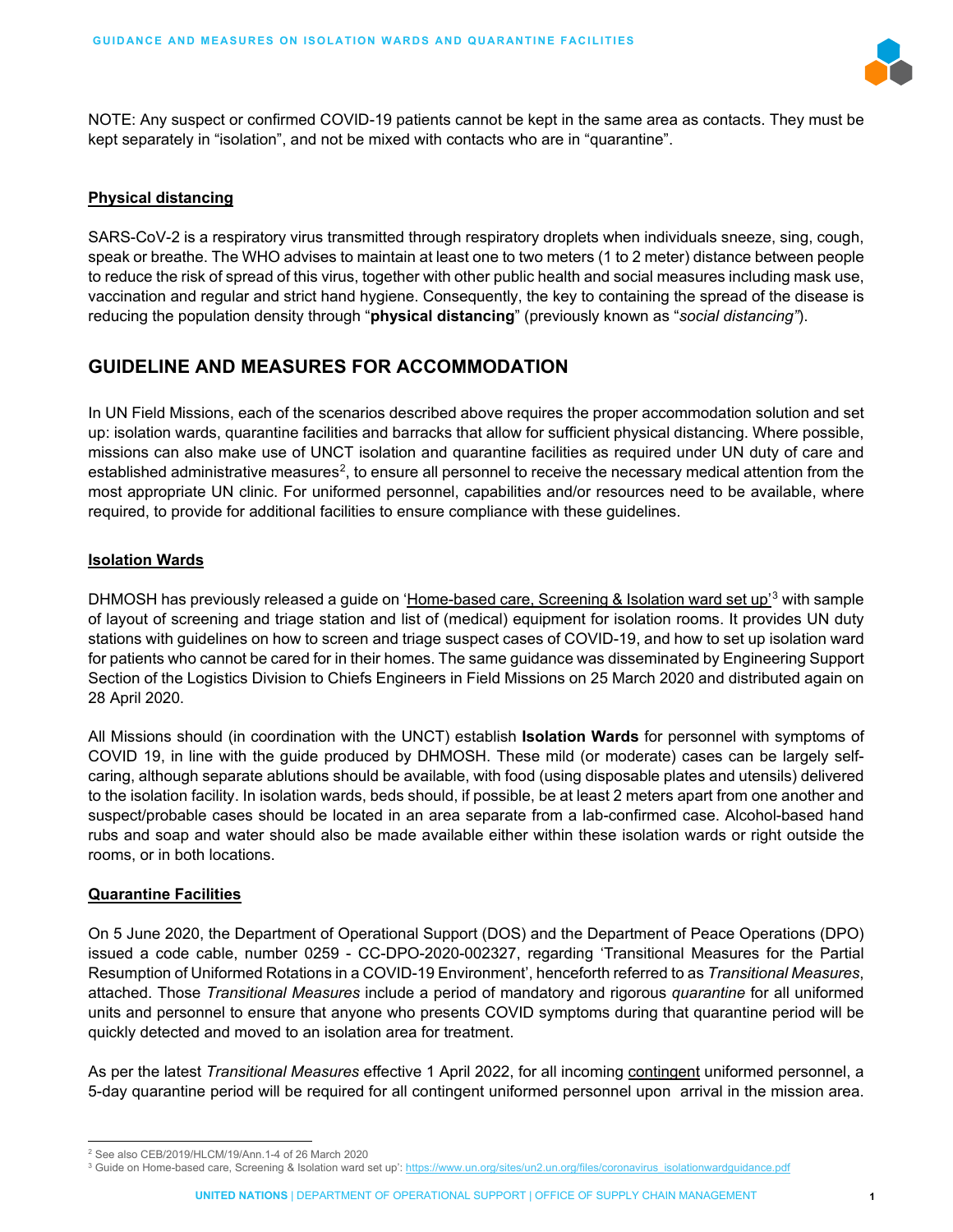NOTE: Any suspect or confirmed COVID-19 patients cannot be kept in the same area as contacts. They must be kept separately in "isolation", and not be mixed with contacts who are in "quarantine".

**Physical distancing**

SARS-CoV-2 is a respiratory virus transmitted through respiratory droplets when individuals sneeze, sing, cough, speak or breathe. The WHO advises to maintain at least one to two meters (1 to 2 meter) distance between people to reduce the risk of spread of this virus, together with other public health and social measures including mask use, vaccination and regular and strict hand hygiene. Consequently, the key to containing the spread of the disease is reducing the population density through "**physical distancing**" (previously known as "*social distancing*").

## GUIDELINE AND MEASURES FOR ACCOMMODATION

In UN Field Missions, each of the scenarios described above requires the proper accommodation solution and set up: isolation wards, quarantine facilities and barracks that allow for sufficient physical distancing. Where possible, missions can also make use of UNCT isolation and quarantine facilities as required under UN duty of care and established administrative measures[2], to ensure all personnel to receive the necessary medical attention from the most appropriate UN clinic. For uniformed personnel, capabilities and/or resources need to be available, where required, to provide for additional facilities to ensure compliance with these guidelines.

**Isolation Wards**

DHMOSH has previously released a guide on 'Home-based care, Screening & Isolation ward set up'[3] with sample of layout of screening and triage station and list of (medical) equipment for isolation rooms. It provides UN duty stations with guidelines on how to screen and triage suspect cases of COVID-19, and how to set up isolation ward for patients who cannot be cared for in their homes. The same guidance was disseminated by Engineering Support Section of the Logistics Division to Chiefs Engineers in Field Missions on 25 March 2020 and distributed again on 28 April 2020.

All Missions should (in coordination with the UNCT) establish **Isolation Wards** for personnel with symptoms of COVID 19, in line with the guide produced by DHMOSH. These mild (or moderate) cases can be largely self-caring, although separate ablutions should be available, with food (using disposable plates and utensils) delivered to the isolation facility. In isolation wards, beds should, if possible, be at least 2 meters apart from one another and suspect/probable cases should be located in an area separate from a lab-confirmed case. Alcohol-based hand rubs and soap and water should also be made available either within these isolation wards or right outside the rooms, or in both locations.

**Quarantine Facilities**

On 5 June 2020, the Department of Operational Support (DOS) and the Department of Peace Operations (DPO) issued a code cable, number 0259 - CC-DPO-2020-002327, regarding 'Transitional Measures for the Partial Resumption of Uniformed Rotations in a COVID-19 Environment', henceforth referred to as *Transitional Measures*, attached. Those *Transitional Measures* include a period of mandatory and rigorous *quarantine* for all uniformed units and personnel to ensure that anyone who presents COVID symptoms during that quarantine period will be quickly detected and moved to an isolation area for treatment.

As per the latest *Transitional Measures* effective 1 April 2022, for all incoming contingent uniformed personnel, a 5-day quarantine period will be required for all contingent uniformed personnel upon arrival in the mission area.

---

[2] See also CEB/2019/HLCM/19/Ann.1-4 of 26 March 2020

[3] Guide on Home-based care, Screening & Isolation ward set up': https://www.un.org/sites/un2.un.org/files/coronavirus_isolationwardguidance.pdf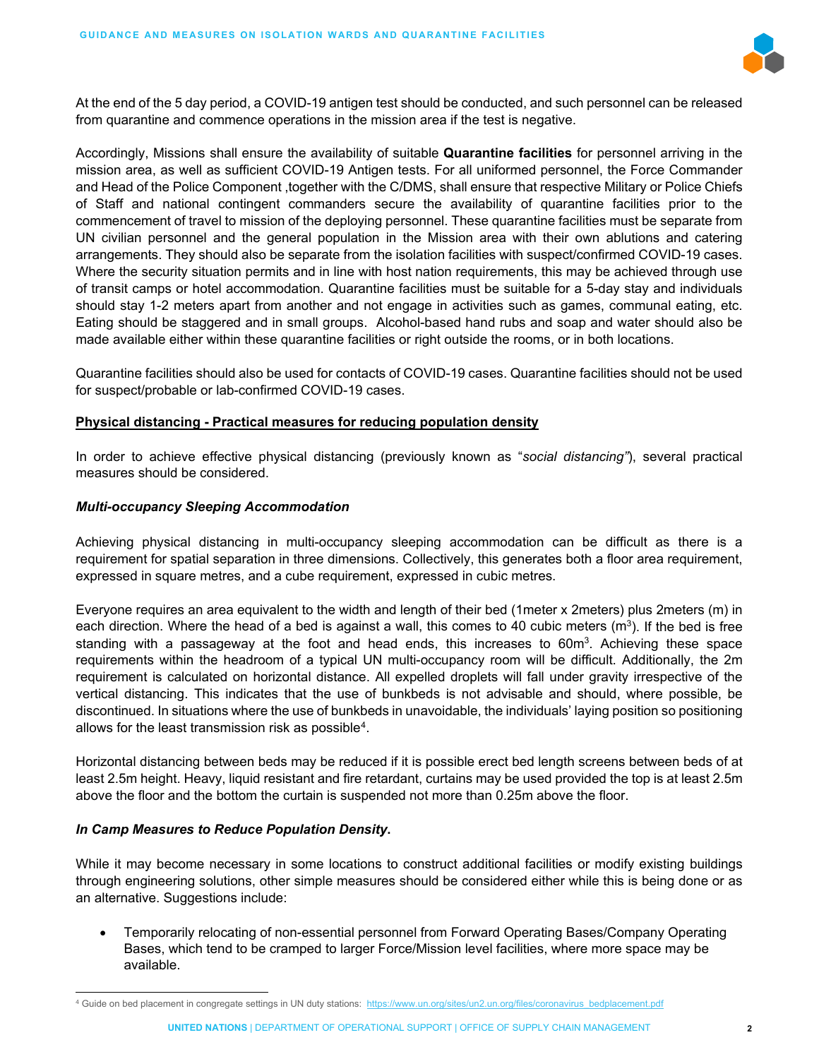At the end of the 5 day period, a COVID-19 antigen test should be conducted, and such personnel can be released from quarantine and commence operations in the mission area if the test is negative.

Accordingly, Missions shall ensure the availability of suitable **Quarantine facilities** for personnel arriving in the mission area, as well as sufficient COVID-19 Antigen tests. For all uniformed personnel, the Force Commander and Head of the Police Component ,together with the C/DMS, shall ensure that respective Military or Police Chiefs of Staff and national contingent commanders secure the availability of quarantine facilities prior to the commencement of travel to mission of the deploying personnel. These quarantine facilities must be separate from UN civilian personnel and the general population in the Mission area with their own ablutions and catering arrangements. They should also be separate from the isolation facilities with suspect/confirmed COVID-19 cases. Where the security situation permits and in line with host nation requirements, this may be achieved through use of transit camps or hotel accommodation. Quarantine facilities must be suitable for a 5-day stay and individuals should stay 1-2 meters apart from another and not engage in activities such as games, communal eating, etc. Eating should be staggered and in small groups. Alcohol-based hand rubs and soap and water should also be made available either within these quarantine facilities or right outside the rooms, or in both locations.

Quarantine facilities should also be used for contacts of COVID-19 cases. Quarantine facilities should not be used for suspect/probable or lab-confirmed COVID-19 cases.

## Physical distancing - Practical measures for reducing population density

In order to achieve effective physical distancing (previously known as "*social distancing*"), several practical measures should be considered.

### *Multi-occupancy Sleeping Accommodation*

Achieving physical distancing in multi-occupancy sleeping accommodation can be difficult as there is a requirement for spatial separation in three dimensions. Collectively, this generates both a floor area requirement, expressed in square metres, and a cube requirement, expressed in cubic metres.

Everyone requires an area equivalent to the width and length of their bed (1meter x 2meters) plus 2meters (m) in each direction. Where the head of a bed is against a wall, this comes to 40 cubic meters ($m^3$). If the bed is free standing with a passageway at the foot and head ends, this increases to $60m^3$. Achieving these space requirements within the headroom of a typical UN multi-occupancy room will be difficult. Additionally, the 2m requirement is calculated on horizontal distance. All expelled droplets will fall under gravity irrespective of the vertical distancing. This indicates that the use of bunkbeds is not advisable and should, where possible, be discontinued. In situations where the use of bunkbeds in unavoidable, the individuals' laying position so positioning allows for the least transmission risk as possible[4].

Horizontal distancing between beds may be reduced if it is possible erect bed length screens between beds of at least 2.5m height. Heavy, liquid resistant and fire retardant, curtains may be used provided the top is at least 2.5m above the floor and the bottom the curtain is suspended not more than 0.25m above the floor.

### ***In Camp Measures to Reduce Population Density.***

While it may become necessary in some locations to construct additional facilities or modify existing buildings through engineering solutions, other simple measures should be considered either while this is being done or as an alternative. Suggestions include:

- Temporarily relocating of non-essential personnel from Forward Operating Bases/Company Operating Bases, which tend to be cramped to larger Force/Mission level facilities, where more space may be available.

---

[4] Guide on bed placement in congregate settings in UN duty stations: https://www.un.org/sites/un2.un.org/files/coronavirus_bedplacement.pdf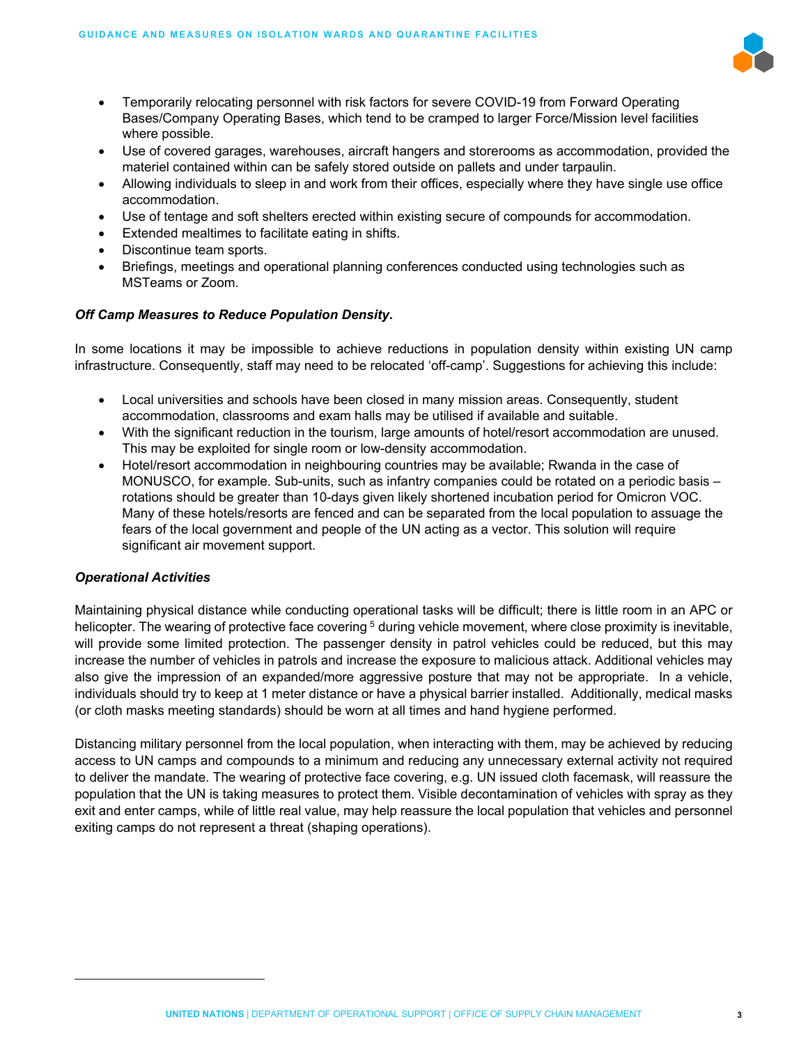- Temporarily relocating personnel with risk factors for severe COVID-19 from Forward Operating Bases/Company Operating Bases, which tend to be cramped to larger Force/Mission level facilities where possible.
- Use of covered garages, warehouses, aircraft hangers and storerooms as accommodation, provided the materiel contained within can be safely stored outside on pallets and under tarpaulin.
- Allowing individuals to sleep in and work from their offices, especially where they have single use office accommodation.
- Use of tentage and soft shelters erected within existing secure of compounds for accommodation.
- Extended mealtimes to facilitate eating in shifts.
- Discontinue team sports.
- Briefings, meetings and operational planning conferences conducted using technologies such as MSTeams or Zoom.

***Off Camp Measures to Reduce Population Density*.**

In some locations it may be impossible to achieve reductions in population density within existing UN camp infrastructure. Consequently, staff may need to be relocated 'off-camp'. Suggestions for achieving this include:

- Local universities and schools have been closed in many mission areas. Consequently, student accommodation, classrooms and exam halls may be utilised if available and suitable.
- With the significant reduction in the tourism, large amounts of hotel/resort accommodation are unused. This may be exploited for single room or low-density accommodation.
- Hotel/resort accommodation in neighbouring countries may be available; Rwanda in the case of MONUSCO, for example. Sub-units, such as infantry companies could be rotated on a periodic basis – rotations should be greater than 10-days given likely shortened incubation period for Omicron VOC. Many of these hotels/resorts are fenced and can be separated from the local population to assuage the fears of the local government and people of the UN acting as a vector. This solution will require significant air movement support.

***Operational Activities***

Maintaining physical distance while conducting operational tasks will be difficult; there is little room in an APC or helicopter. The wearing of protective face covering [5] during vehicle movement, where close proximity is inevitable, will provide some limited protection. The passenger density in patrol vehicles could be reduced, but this may increase the number of vehicles in patrols and increase the exposure to malicious attack. Additional vehicles may also give the impression of an expanded/more aggressive posture that may not be appropriate. In a vehicle, individuals should try to keep at 1 meter distance or have a physical barrier installed. Additionally, medical masks (or cloth masks meeting standards) should be worn at all times and hand hygiene performed.

Distancing military personnel from the local population, when interacting with them, may be achieved by reducing access to UN camps and compounds to a minimum and reducing any unnecessary external activity not required to deliver the mandate. The wearing of protective face covering, e.g. UN issued cloth facemask, will reassure the population that the UN is taking measures to protect them. Visible decontamination of vehicles with spray as they exit and enter camps, while of little real value, may help reassure the local population that vehicles and personnel exiting camps do not represent a threat (shaping operations).